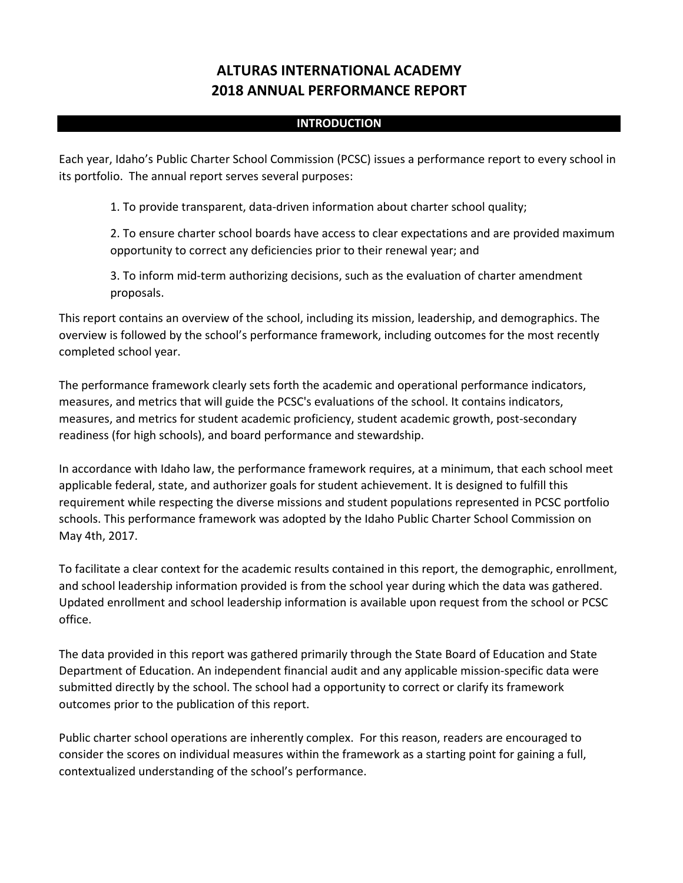# ALTURAS INTERNATIONAL ACADEMY
# 2018 ANNUAL PERFORMANCE REPORT

## INTRODUCTION

Each year, Idaho's Public Charter School Commission (PCSC) issues a performance report to every school in its portfolio. The annual report serves several purposes:

1. To provide transparent, data-driven information about charter school quality;

2. To ensure charter school boards have access to clear expectations and are provided maximum opportunity to correct any deficiencies prior to their renewal year; and

3. To inform mid-term authorizing decisions, such as the evaluation of charter amendment proposals.

This report contains an overview of the school, including its mission, leadership, and demographics. The overview is followed by the school's performance framework, including outcomes for the most recently completed school year.

The performance framework clearly sets forth the academic and operational performance indicators, measures, and metrics that will guide the PCSC's evaluations of the school. It contains indicators, measures, and metrics for student academic proficiency, student academic growth, post-secondary readiness (for high schools), and board performance and stewardship.

In accordance with Idaho law, the performance framework requires, at a minimum, that each school meet applicable federal, state, and authorizer goals for student achievement. It is designed to fulfill this requirement while respecting the diverse missions and student populations represented in PCSC portfolio schools. This performance framework was adopted by the Idaho Public Charter School Commission on May 4th, 2017.

To facilitate a clear context for the academic results contained in this report, the demographic, enrollment, and school leadership information provided is from the school year during which the data was gathered. Updated enrollment and school leadership information is available upon request from the school or PCSC office.

The data provided in this report was gathered primarily through the State Board of Education and State Department of Education. An independent financial audit and any applicable mission-specific data were submitted directly by the school. The school had a opportunity to correct or clarify its framework outcomes prior to the publication of this report.

Public charter school operations are inherently complex. For this reason, readers are encouraged to consider the scores on individual measures within the framework as a starting point for gaining a full, contextualized understanding of the school's performance.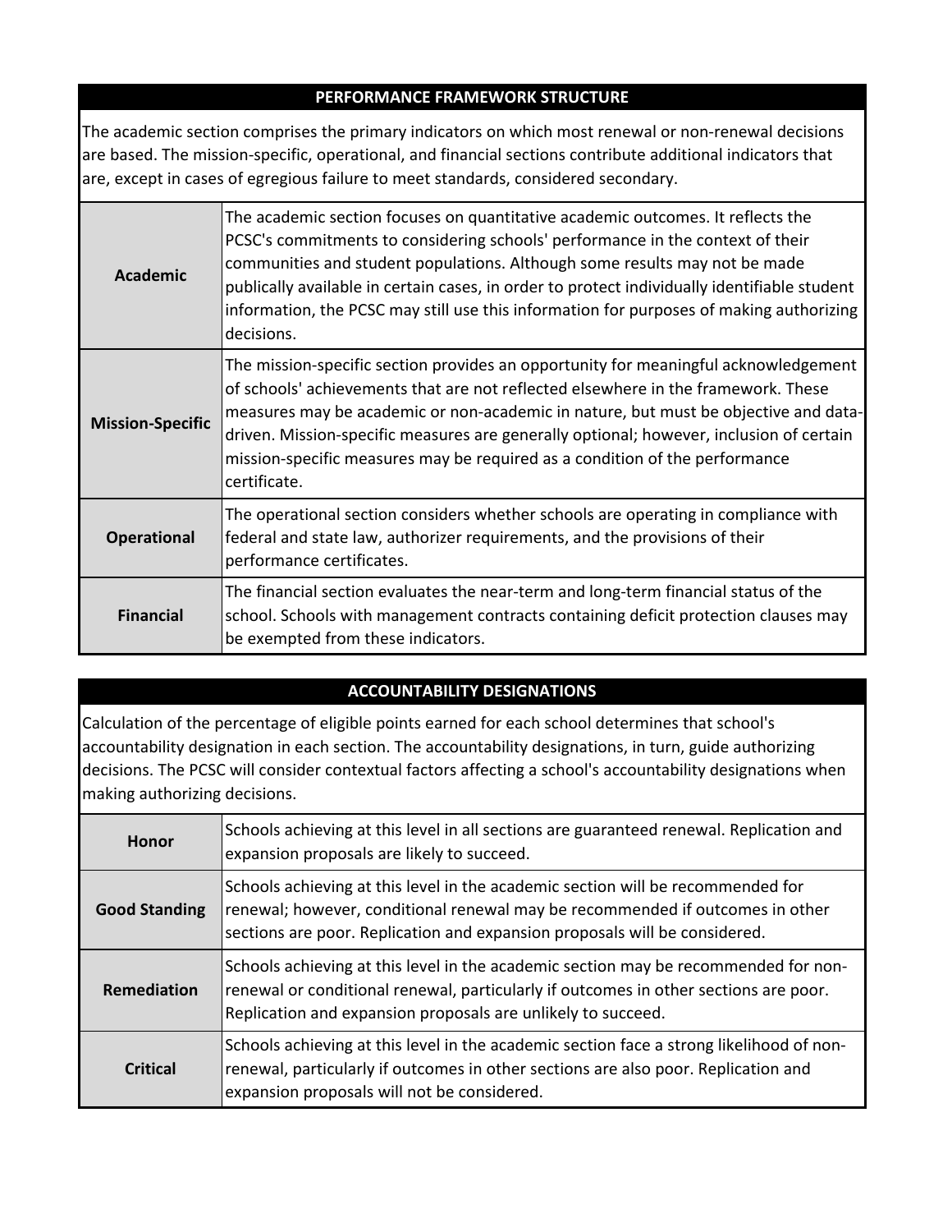## PERFORMANCE FRAMEWORK STRUCTURE

The academic section comprises the primary indicators on which most renewal or non-renewal decisions are based. The mission-specific, operational, and financial sections contribute additional indicators that are, except in cases of egregious failure to meet standards, considered secondary.

| Section | Description |
|---|---|
| **Academic** | The academic section focuses on quantitative academic outcomes. It reflects the PCSC's commitments to considering schools' performance in the context of their communities and student populations. Although some results may not be made publically available in certain cases, in order to protect individually identifiable student information, the PCSC may still use this information for purposes of making authorizing decisions. |
| **Mission-Specific** | The mission-specific section provides an opportunity for meaningful acknowledgement of schools' achievements that are not reflected elsewhere in the framework. These measures may be academic or non-academic in nature, but must be objective and data-driven. Mission-specific measures are generally optional; however, inclusion of certain mission-specific measures may be required as a condition of the performance certificate. |
| **Operational** | The operational section considers whether schools are operating in compliance with federal and state law, authorizer requirements, and the provisions of their performance certificates. |
| **Financial** | The financial section evaluates the near-term and long-term financial status of the school. Schools with management contracts containing deficit protection clauses may be exempted from these indicators. |

## ACCOUNTABILITY DESIGNATIONS

Calculation of the percentage of eligible points earned for each school determines that school's accountability designation in each section. The accountability designations, in turn, guide authorizing decisions. The PCSC will consider contextual factors affecting a school's accountability designations when making authorizing decisions.

| Designation | Description |
|---|---|
| **Honor** | Schools achieving at this level in all sections are guaranteed renewal. Replication and expansion proposals are likely to succeed. |
| **Good Standing** | Schools achieving at this level in the academic section will be recommended for renewal; however, conditional renewal may be recommended if outcomes in other sections are poor. Replication and expansion proposals will be considered. |
| **Remediation** | Schools achieving at this level in the academic section may be recommended for non-renewal or conditional renewal, particularly if outcomes in other sections are poor. Replication and expansion proposals are unlikely to succeed. |
| **Critical** | Schools achieving at this level in the academic section face a strong likelihood of non-renewal, particularly if outcomes in other sections are also poor. Replication and expansion proposals will not be considered. |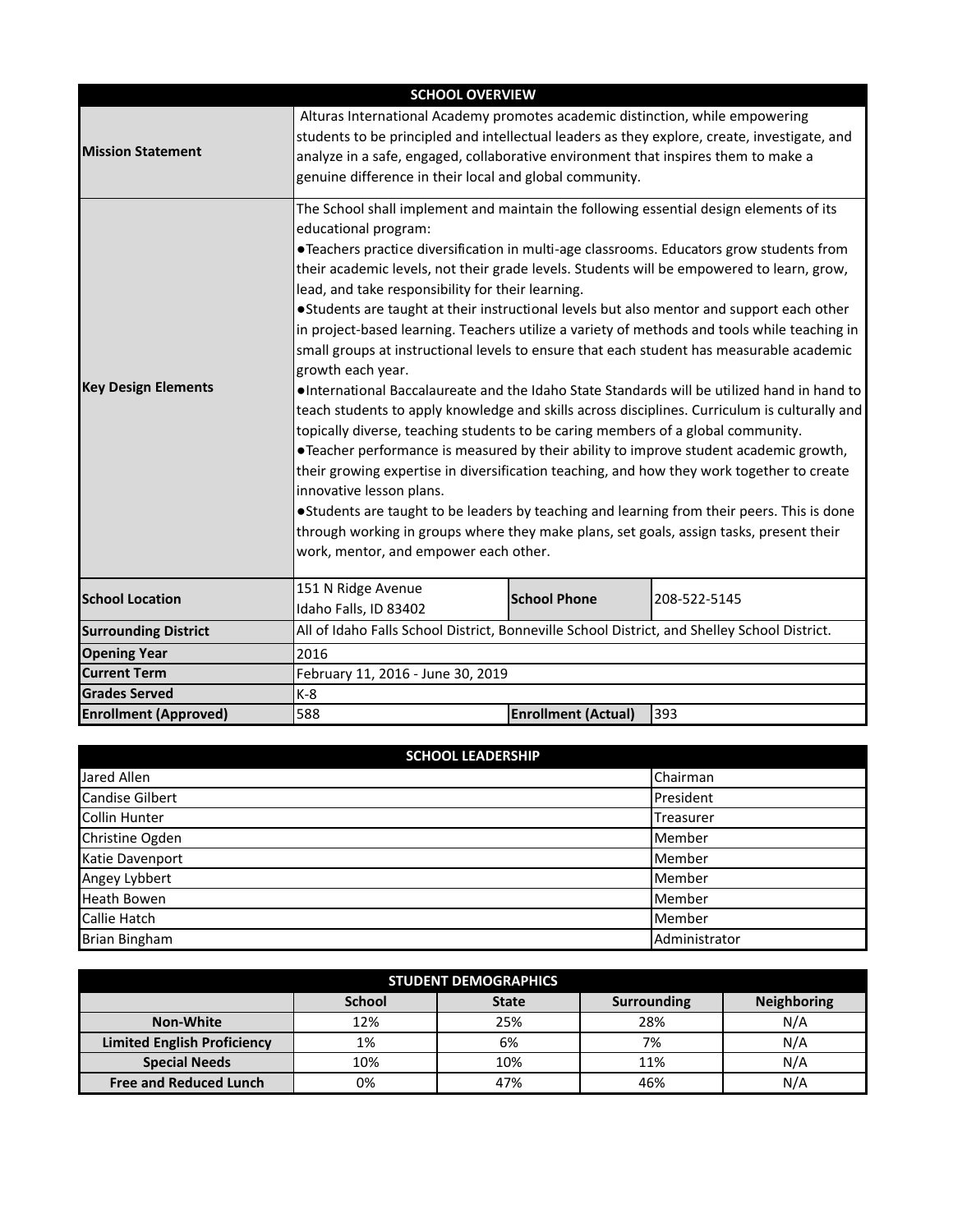## SCHOOL OVERVIEW

| | | | |
|---|---|---|---|
| **Mission Statement** | Alturas International Academy promotes academic distinction, while empowering students to be principled and intellectual leaders as they explore, create, investigate, and analyze in a safe, engaged, collaborative environment that inspires them to make a genuine difference in their local and global community. | | |
| **Key Design Elements** | The School shall implement and maintain the following essential design elements of its educational program:<br>●Teachers practice diversification in multi-age classrooms. Educators grow students from their academic levels, not their grade levels. Students will be empowered to learn, grow, lead, and take responsibility for their learning.<br>●Students are taught at their instructional levels but also mentor and support each other in project-based learning. Teachers utilize a variety of methods and tools while teaching in small groups at instructional levels to ensure that each student has measurable academic growth each year.<br>●International Baccalaureate and the Idaho State Standards will be utilized hand in hand to teach students to apply knowledge and skills across disciplines. Curriculum is culturally and topically diverse, teaching students to be caring members of a global community.<br>●Teacher performance is measured by their ability to improve student academic growth, their growing expertise in diversification teaching, and how they work together to create innovative lesson plans.<br>●Students are taught to be leaders by teaching and learning from their peers. This is done through working in groups where they make plans, set goals, assign tasks, present their work, mentor, and empower each other. | | |
| **School Location** | 151 N Ridge Avenue<br>Idaho Falls, ID 83402 | **School Phone** | 208-522-5145 |
| **Surrounding District** | All of Idaho Falls School District, Bonneville School District, and Shelley School District. | | |
| **Opening Year** | 2016 | | |
| **Current Term** | February 11, 2016 - June 30, 2019 | | |
| **Grades Served** | K-8 | | |
| **Enrollment (Approved)** | 588 | **Enrollment (Actual)** | 393 |

## SCHOOL LEADERSHIP

| Name | Role |
|---|---|
| Jared Allen | Chairman |
| Candise Gilbert | President |
| Collin Hunter | Treasurer |
| Christine Ogden | Member |
| Katie Davenport | Member |
| Angey Lybbert | Member |
| Heath Bowen | Member |
| Callie Hatch | Member |
| Brian Bingham | Administrator |

## STUDENT DEMOGRAPHICS

| | School | State | Surrounding | Neighboring |
|---|---|---|---|---|
| **Non-White** | 12% | 25% | 28% | N/A |
| **Limited English Proficiency** | 1% | 6% | 7% | N/A |
| **Special Needs** | 10% | 10% | 11% | N/A |
| **Free and Reduced Lunch** | 0% | 47% | 46% | N/A |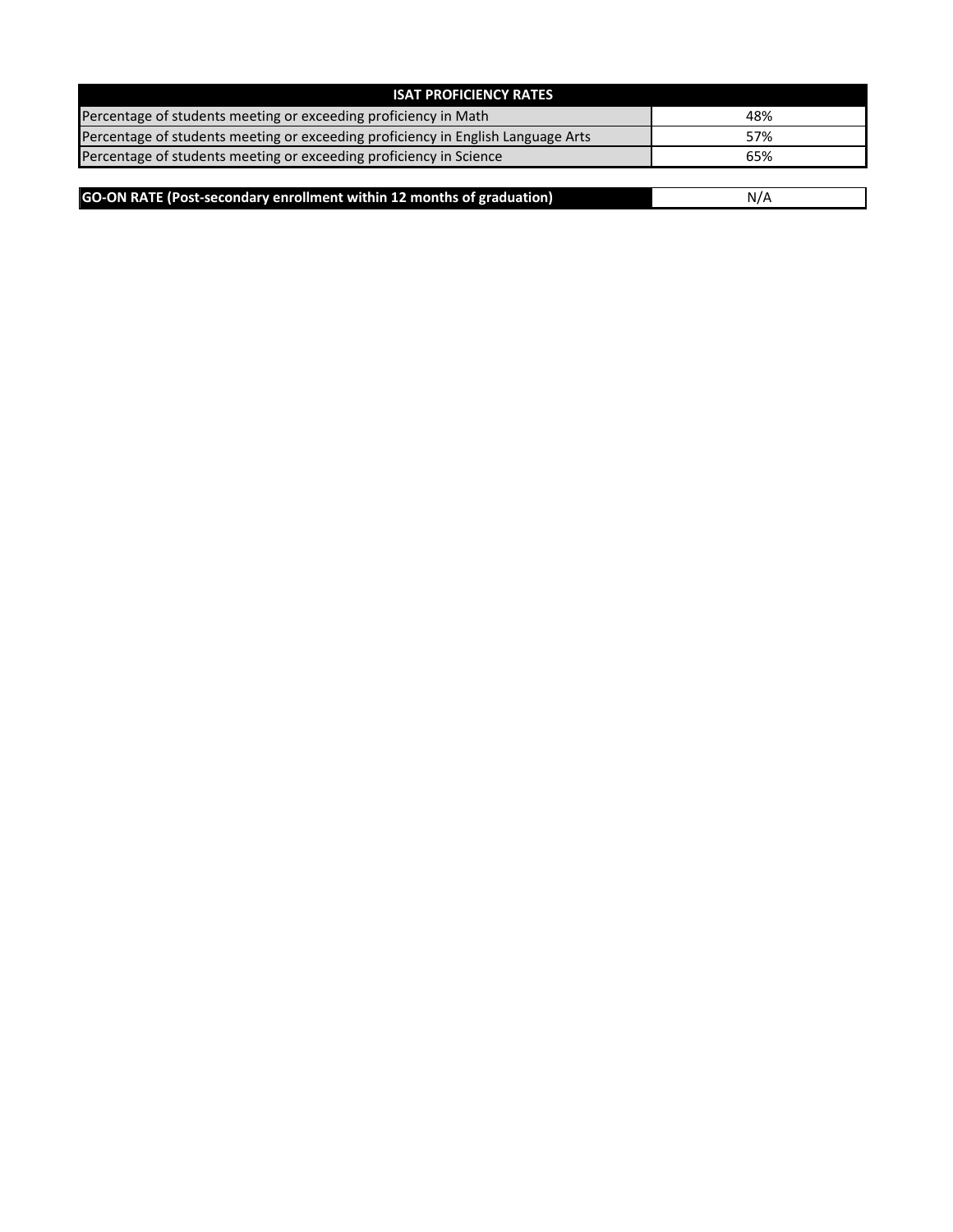| ISAT PROFICIENCY RATES | |
|---|---|
| Percentage of students meeting or exceeding proficiency in Math | 48% |
| Percentage of students meeting or exceeding proficiency in English Language Arts | 57% |
| Percentage of students meeting or exceeding proficiency in Science | 65% |

| GO-ON RATE (Post-secondary enrollment within 12 months of graduation) | N/A |
|---|---|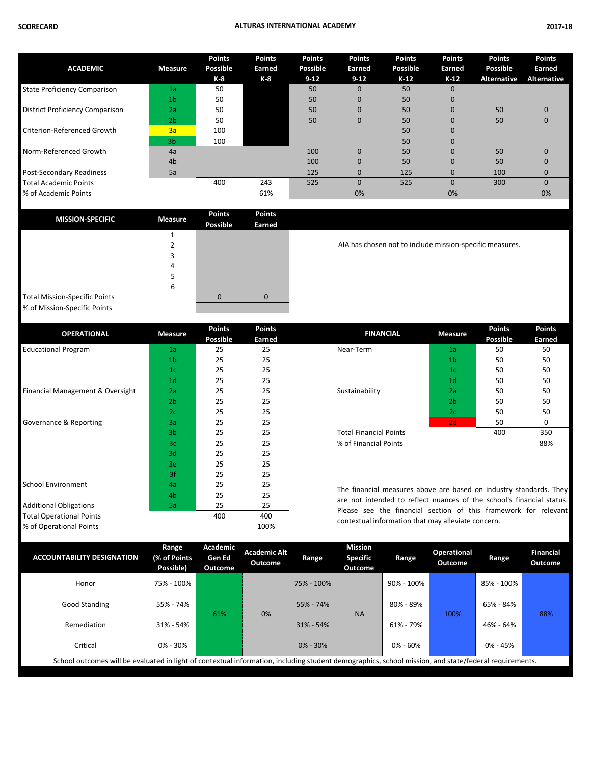**SCORECARD** — **ALTURAS INTERNATIONAL ACADEMY** — **2017-18**

| ACADEMIC | Measure | Points Possible K-8 | Points Earned K-8 | Points Possible 9-12 | Points Earned 9-12 | Points Possible K-12 | Points Earned K-12 | Points Possible Alternative | Points Earned Alternative |
|---|---|---|---|---|---|---|---|---|---|
| State Proficiency Comparison | 1a | 50 | | 50 | 0 | 50 | 0 | | |
| | 1b | 50 | | 50 | 0 | 50 | 0 | | |
| District Proficiency Comparison | 2a | 50 | | 50 | 0 | 50 | 0 | 50 | 0 |
| | 2b | 50 | | 50 | 0 | 50 | 0 | 50 | 0 |
| Criterion-Referenced Growth | 3a | 100 | | | | 50 | 0 | | |
| | 3b | 100 | | | | 50 | 0 | | |
| Norm-Referenced Growth | 4a | | | 100 | 0 | 50 | 0 | 50 | 0 |
| | 4b | | | 100 | 0 | 50 | 0 | 50 | 0 |
| Post-Secondary Readiness | 5a | | | 125 | 0 | 125 | 0 | 100 | 0 |
| Total Academic Points | | 400 | 243 | 525 | 0 | 525 | 0 | 300 | 0 |
| % of Academic Points | | | 61% | | 0% | | 0% | | 0% |

| MISSION-SPECIFIC | Measure | Points Possible | Points Earned |
|---|---|---|---|
| | 1 | | |
| | 2 | | |
| | 3 | | |
| | 4 | | |
| | 5 | | |
| | 6 | | |
| Total Mission-Specific Points | | 0 | 0 |
| % of Mission-Specific Points | | | |

AIA has chosen not to include mission-specific measures.

| OPERATIONAL | Measure | Points Possible | Points Earned |
|---|---|---|---|
| Educational Program | 1a | 25 | 25 |
| | 1b | 25 | 25 |
| | 1c | 25 | 25 |
| | 1d | 25 | 25 |
| Financial Management & Oversight | 2a | 25 | 25 |
| | 2b | 25 | 25 |
| | 2c | 25 | 25 |
| Governance & Reporting | 3a | 25 | 25 |
| | 3b | 25 | 25 |
| | 3c | 25 | 25 |
| | 3d | 25 | 25 |
| | 3e | 25 | 25 |
| | 3f | 25 | 25 |
| School Environment | 4a | 25 | 25 |
| | 4b | 25 | 25 |
| Additional Obligations | 5a | 25 | 25 |
| Total Operational Points | | 400 | 400 |
| % of Operational Points | | | 100% |

| FINANCIAL | Measure | Points Possible | Points Earned |
|---|---|---|---|
| Near-Term | 1a | 50 | 50 |
| | 1b | 50 | 50 |
| | 1c | 50 | 50 |
| | 1d | 50 | 50 |
| Sustainability | 2a | 50 | 50 |
| | 2b | 50 | 50 |
| | 2c | 50 | 50 |
| | 2d | 50 | 0 |
| Total Financial Points | | 400 | 350 |
| % of Financial Points | | | 88% |

The financial measures above are based on industry standards. They are not intended to reflect nuances of the school's financial status. Please see the financial section of this framework for relevant contextual information that may alleviate concern.

| ACCOUNTABILITY DESIGNATION | Range (% of Points Possible) | Academic Gen Ed Outcome | Academic Alt Outcome | Range | Mission Specific Outcome | Range | Operational Outcome | Range | Financial Outcome |
|---|---|---|---|---|---|---|---|---|---|
| Honor | 75% - 100% | | | 75% - 100% | | 90% - 100% | | 85% - 100% | |
| Good Standing | 55% - 74% | 61% | 0% | 55% - 74% | NA | 80% - 89% | 100% | 65% - 84% | 88% |
| Remediation | 31% - 54% | | | 31% - 54% | | 61% - 79% | | 46% - 64% | |
| Critical | 0% - 30% | | | 0% - 30% | | 0% - 60% | | 0% - 45% | |

School outcomes will be evaluated in light of contextual information, including student demographics, school mission, and state/federal requirements.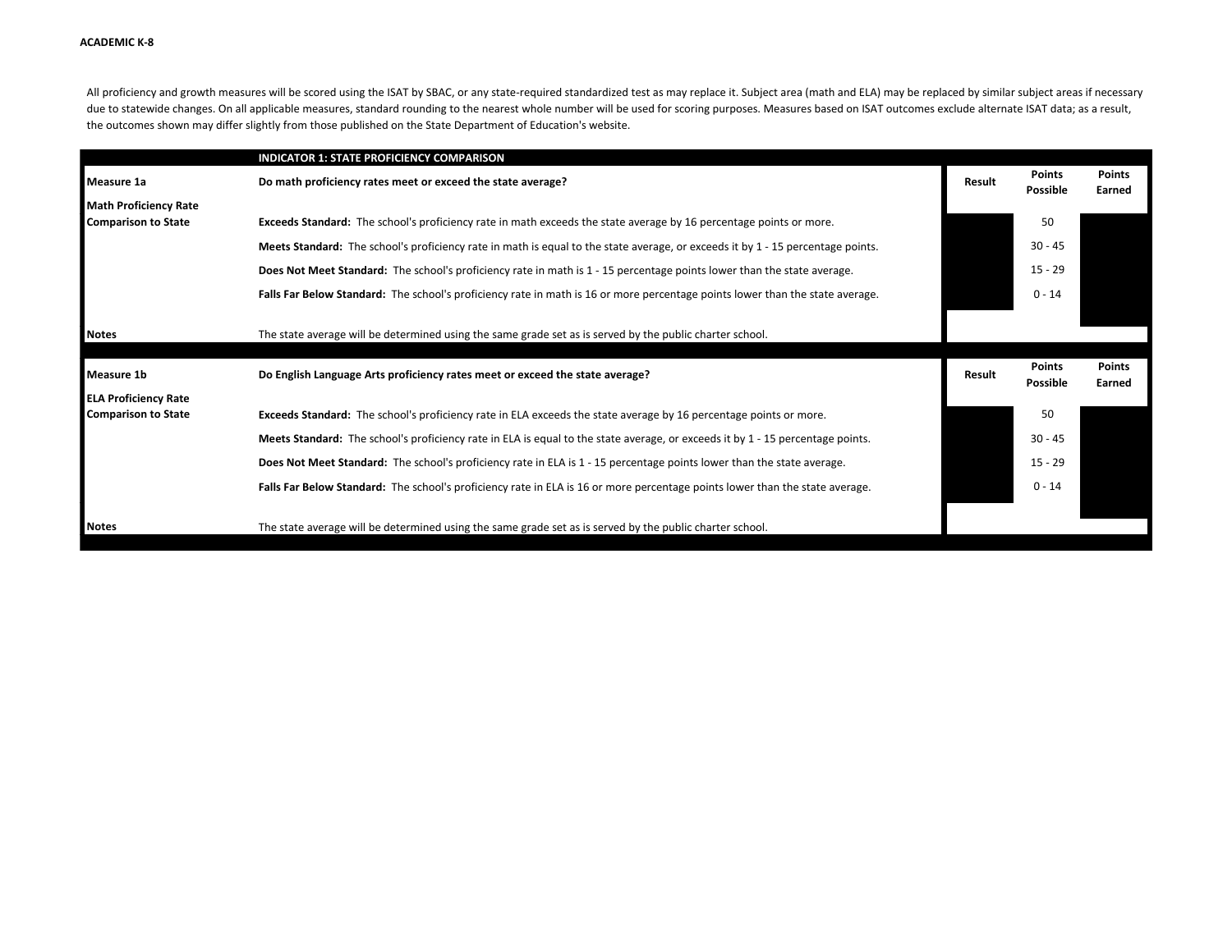**ACADEMIC K-8**

All proficiency and growth measures will be scored using the ISAT by SBAC, or any state-required standardized test as may replace it. Subject area (math and ELA) may be replaced by similar subject areas if necessary due to statewide changes. On all applicable measures, standard rounding to the nearest whole number will be used for scoring purposes. Measures based on ISAT outcomes exclude alternate ISAT data; as a result, the outcomes shown may differ slightly from those published on the State Department of Education's website.

| | **INDICATOR 1: STATE PROFICIENCY COMPARISON** | | | |
|---|---|---|---|---|
| **Measure 1a** | **Do math proficiency rates meet or exceed the state average?** | **Result** | **Points Possible** | **Points Earned** |
| **Math Proficiency Rate Comparison to State** | **Exceeds Standard:** The school's proficiency rate in math exceeds the state average by 16 percentage points or more. | | 50 | |
| | **Meets Standard:** The school's proficiency rate in math is equal to the state average, or exceeds it by 1 - 15 percentage points. | | 30 - 45 | |
| | **Does Not Meet Standard:** The school's proficiency rate in math is 1 - 15 percentage points lower than the state average. | | 15 - 29 | |
| | **Falls Far Below Standard:** The school's proficiency rate in math is 16 or more percentage points lower than the state average. | | 0 - 14 | |
| **Notes** | The state average will be determined using the same grade set as is served by the public charter school. | | | |
| **Measure 1b** | **Do English Language Arts proficiency rates meet or exceed the state average?** | **Result** | **Points Possible** | **Points Earned** |
| **ELA Proficiency Rate Comparison to State** | **Exceeds Standard:** The school's proficiency rate in ELA exceeds the state average by 16 percentage points or more. | | 50 | |
| | **Meets Standard:** The school's proficiency rate in ELA is equal to the state average, or exceeds it by 1 - 15 percentage points. | | 30 - 45 | |
| | **Does Not Meet Standard:** The school's proficiency rate in ELA is 1 - 15 percentage points lower than the state average. | | 15 - 29 | |
| | **Falls Far Below Standard:** The school's proficiency rate in ELA is 16 or more percentage points lower than the state average. | | 0 - 14 | |
| **Notes** | The state average will be determined using the same grade set as is served by the public charter school. | | | |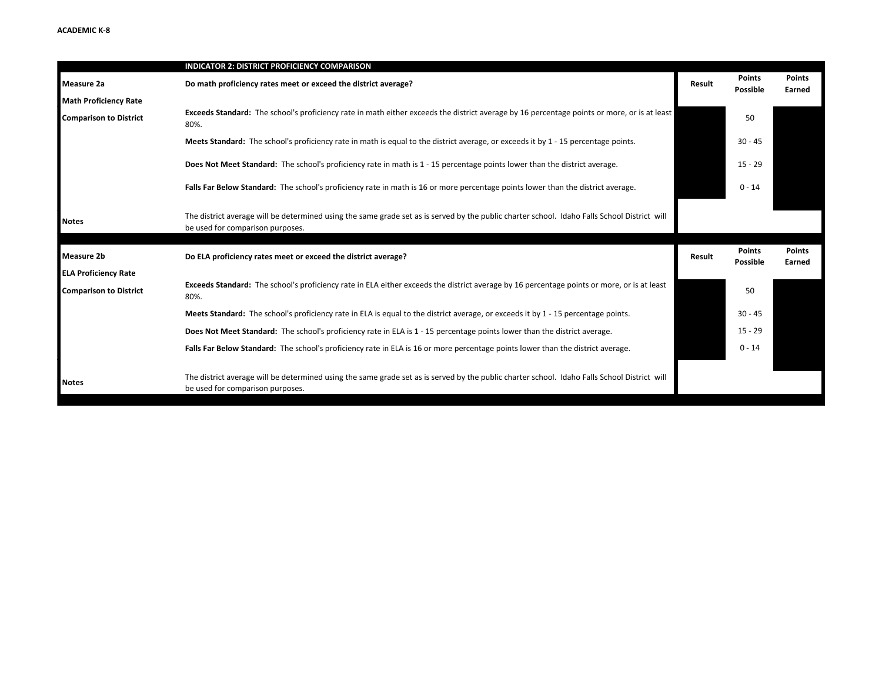ACADEMIC K-8

| | INDICATOR 2: DISTRICT PROFICIENCY COMPARISON | | | |
|---|---|---|---|---|
| **Measure 2a** | **Do math proficiency rates meet or exceed the district average?** | **Result** | **Points Possible** | **Points Earned** |
| **Math Proficiency Rate** | | | | |
| **Comparison to District** | **Exceeds Standard:** The school's proficiency rate in math either exceeds the district average by 16 percentage points or more, or is at least 80%. | | 50 | |
| | **Meets Standard:** The school's proficiency rate in math is equal to the district average, or exceeds it by 1 - 15 percentage points. | | 30 - 45 | |
| | **Does Not Meet Standard:** The school's proficiency rate in math is 1 - 15 percentage points lower than the district average. | | 15 - 29 | |
| | **Falls Far Below Standard:** The school's proficiency rate in math is 16 or more percentage points lower than the district average. | | 0 - 14 | |
| **Notes** | The district average will be determined using the same grade set as is served by the public charter school. Idaho Falls School District will be used for comparison purposes. | | | |
| **Measure 2b** | **Do ELA proficiency rates meet or exceed the district average?** | **Result** | **Points Possible** | **Points Earned** |
| **ELA Proficiency Rate** | | | | |
| **Comparison to District** | **Exceeds Standard:** The school's proficiency rate in ELA either exceeds the district average by 16 percentage points or more, or is at least 80%. | | 50 | |
| | **Meets Standard:** The school's proficiency rate in ELA is equal to the district average, or exceeds it by 1 - 15 percentage points. | | 30 - 45 | |
| | **Does Not Meet Standard:** The school's proficiency rate in ELA is 1 - 15 percentage points lower than the district average. | | 15 - 29 | |
| | **Falls Far Below Standard:** The school's proficiency rate in ELA is 16 or more percentage points lower than the district average. | | 0 - 14 | |
| **Notes** | The district average will be determined using the same grade set as is served by the public charter school. Idaho Falls School District will be used for comparison purposes. | | | |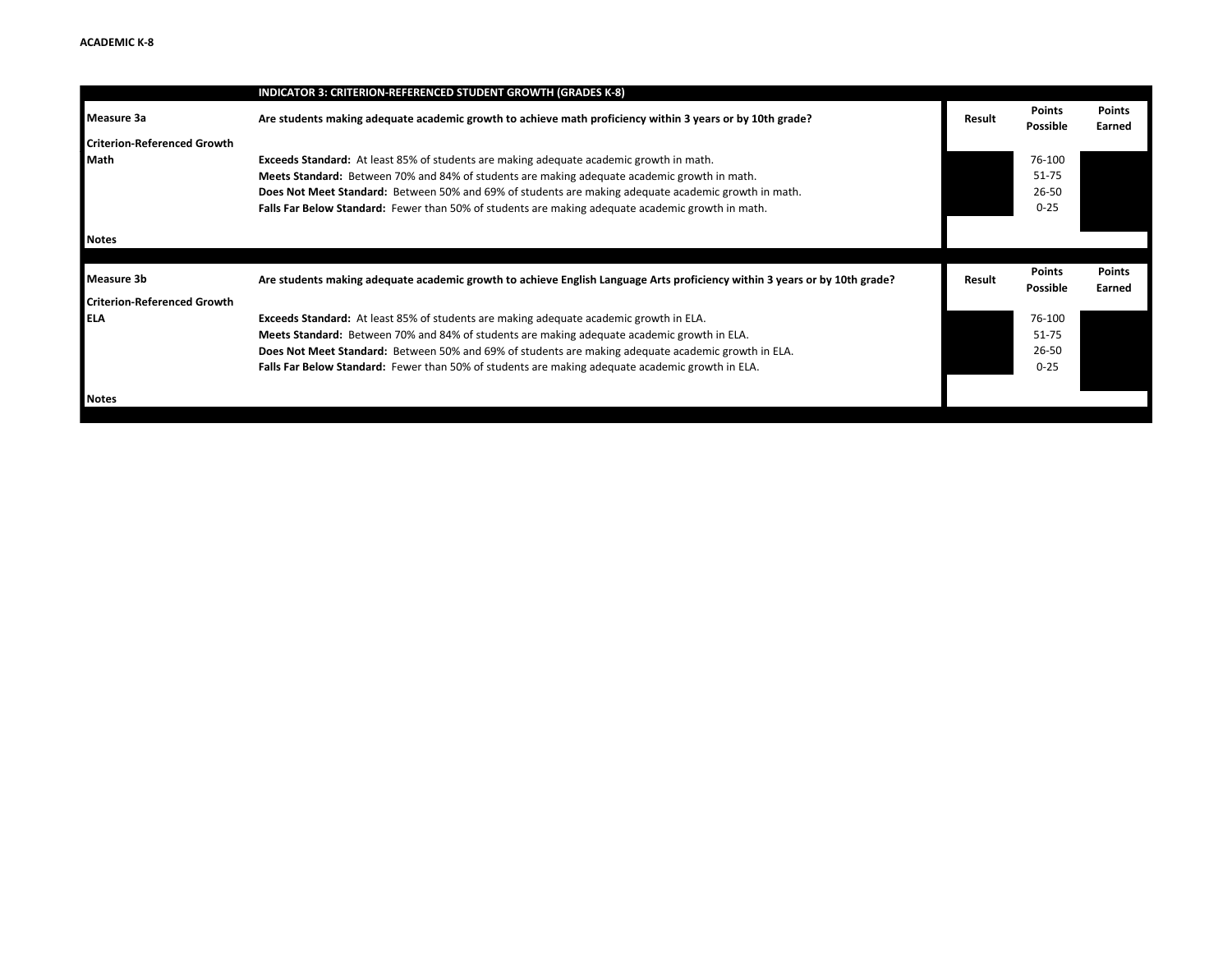**ACADEMIC K-8**

| | INDICATOR 3: CRITERION-REFERENCED STUDENT GROWTH (GRADES K-8) | | | |
|---|---|---|---|---|
| **Measure 3a** | **Are students making adequate academic growth to achieve math proficiency within 3 years or by 10th grade?** | **Result** | **Points Possible** | **Points Earned** |
| **Criterion-Referenced Growth Math** | **Exceeds Standard:** At least 85% of students are making adequate academic growth in math. | | 76-100 | |
| | **Meets Standard:** Between 70% and 84% of students are making adequate academic growth in math. | | 51-75 | |
| | **Does Not Meet Standard:** Between 50% and 69% of students are making adequate academic growth in math. | | 26-50 | |
| | **Falls Far Below Standard:** Fewer than 50% of students are making adequate academic growth in math. | | 0-25 | |
| **Notes** | | | | |
| **Measure 3b** | **Are students making adequate academic growth to achieve English Language Arts proficiency within 3 years or by 10th grade?** | **Result** | **Points Possible** | **Points Earned** |
| **Criterion-Referenced Growth ELA** | **Exceeds Standard:** At least 85% of students are making adequate academic growth in ELA. | | 76-100 | |
| | **Meets Standard:** Between 70% and 84% of students are making adequate academic growth in ELA. | | 51-75 | |
| | **Does Not Meet Standard:** Between 50% and 69% of students are making adequate academic growth in ELA. | | 26-50 | |
| | **Falls Far Below Standard:** Fewer than 50% of students are making adequate academic growth in ELA. | | 0-25 | |
| **Notes** | | | | |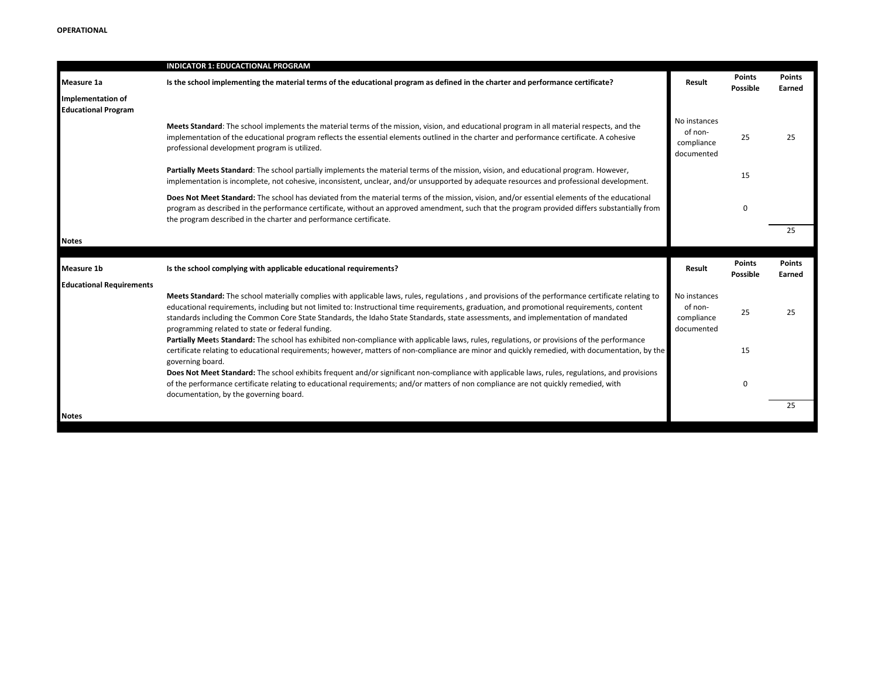**OPERATIONAL**

| | INDICATOR 1: EDUCACTIONAL PROGRAM | | | |
|---|---|---|---|---|
| **Measure 1a** | **Is the school implementing the material terms of the educational program as defined in the charter and performance certificate?** | **Result** | **Points Possible** | **Points Earned** |
| **Implementation of Educational Program** | | | | |
| | **Meets Standard**: The school implements the material terms of the mission, vision, and educational program in all material respects, and the implementation of the educational program reflects the essential elements outlined in the charter and performance certificate. A cohesive professional development program is utilized. | No instances of non-compliance documented | 25 | 25 |
| | **Partially Meets Standard**: The school partially implements the material terms of the mission, vision, and educational program. However, implementation is incomplete, not cohesive, inconsistent, unclear, and/or unsupported by adequate resources and professional development. | | 15 | |
| | **Does Not Meet Standard:** The school has deviated from the material terms of the mission, vision, and/or essential elements of the educational program as described in the performance certificate, without an approved amendment, such that the program provided differs substantially from the program described in the charter and performance certificate. | | 0 | |
| | | | | 25 |
| **Notes** | | | | |

| | | | | |
|---|---|---|---|---|
| **Measure 1b** | **Is the school complying with applicable educational requirements?** | **Result** | **Points Possible** | **Points Earned** |
| **Educational Requirements** | | | | |
| | **Meets Standard:** The school materially complies with applicable laws, rules, regulations , and provisions of the performance certificate relating to educational requirements, including but not limited to: Instructional time requirements, graduation, and promotional requirements, content standards including the Common Core State Standards, the Idaho State Standards, state assessments, and implementation of mandated programming related to state or federal funding. | No instances of non-compliance documented | 25 | 25 |
| | **Partially Meets Standard:** The school has exhibited non-compliance with applicable laws, rules, regulations, or provisions of the performance certificate relating to educational requirements; however, matters of non-compliance are minor and quickly remedied, with documentation, by the governing board. | | 15 | |
| | **Does Not Meet Standard:** The school exhibits frequent and/or significant non-compliance with applicable laws, rules, regulations, and provisions of the performance certificate relating to educational requirements; and/or matters of non compliance are not quickly remedied, with documentation, by the governing board. | | 0 | |
| | | | | 25 |
| **Notes** | | | | |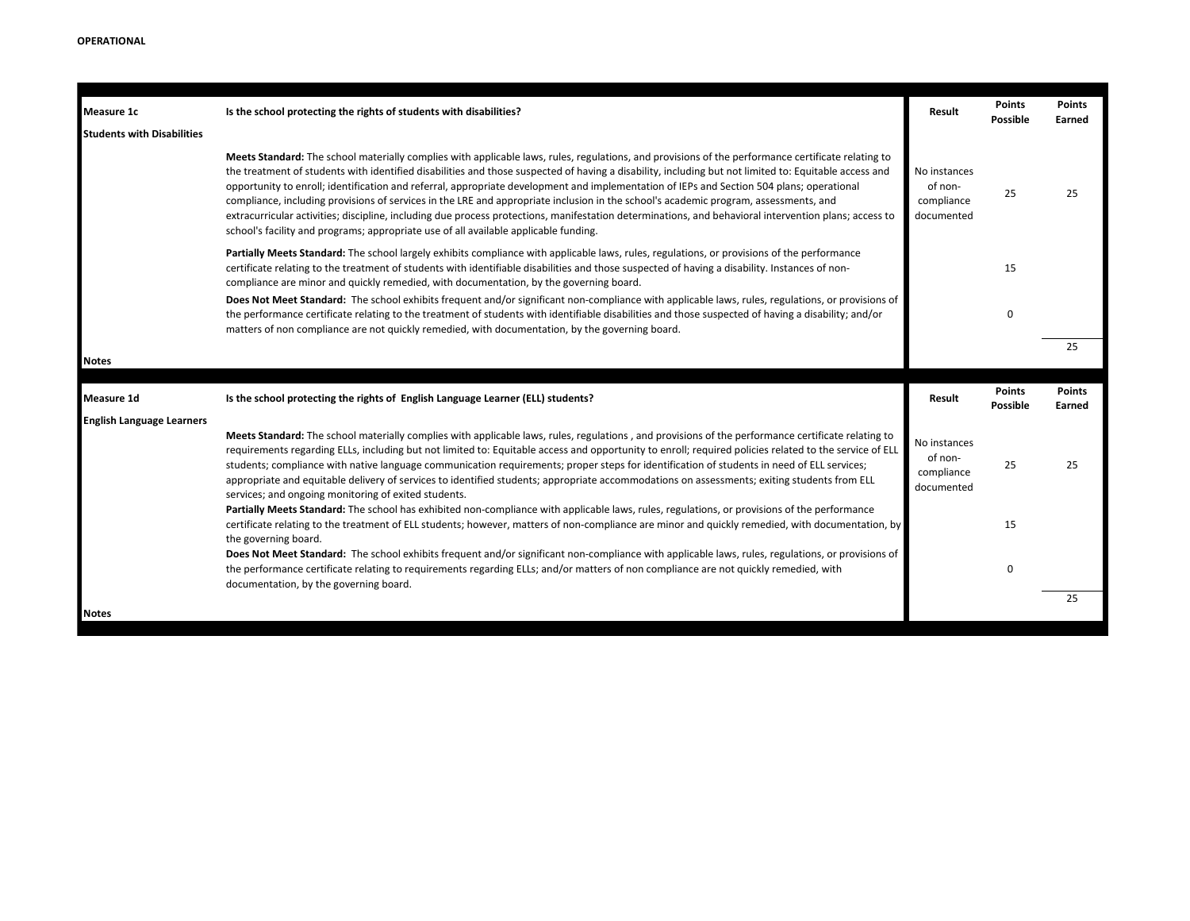**OPERATIONAL**

| Measure 1c | Is the school protecting the rights of students with disabilities? | Result | Points Possible | Points Earned |
|---|---|---|---|---|
| **Students with Disabilities** | | | | |
| | **Meets Standard:** The school materially complies with applicable laws, rules, regulations, and provisions of the performance certificate relating to the treatment of students with identified disabilities and those suspected of having a disability, including but not limited to: Equitable access and opportunity to enroll; identification and referral, appropriate development and implementation of IEPs and Section 504 plans; operational compliance, including provisions of services in the LRE and appropriate inclusion in the school's academic program, assessments, and extracurricular activities; discipline, including due process protections, manifestation determinations, and behavioral intervention plans; access to school's facility and programs; appropriate use of all available applicable funding. | No instances of non-compliance documented | 25 | 25 |
| | **Partially Meets Standard:** The school largely exhibits compliance with applicable laws, rules, regulations, or provisions of the performance certificate relating to the treatment of students with identifiable disabilities and those suspected of having a disability. Instances of non-compliance are minor and quickly remedied, with documentation, by the governing board. | | 15 | |
| | **Does Not Meet Standard:** The school exhibits frequent and/or significant non-compliance with applicable laws, rules, regulations, or provisions of the performance certificate relating to the treatment of students with identifiable disabilities and those suspected of having a disability; and/or matters of non compliance are not quickly remedied, with documentation, by the governing board. | | 0 | |
| | | | | 25 |
| **Notes** | | | | |

| Measure 1d | Is the school protecting the rights of English Language Learner (ELL) students? | Result | Points Possible | Points Earned |
|---|---|---|---|---|
| **English Language Learners** | | | | |
| | **Meets Standard:** The school materially complies with applicable laws, rules, regulations , and provisions of the performance certificate relating to requirements regarding ELLs, including but not limited to: Equitable access and opportunity to enroll; required policies related to the service of ELL students; compliance with native language communication requirements; proper steps for identification of students in need of ELL services; appropriate and equitable delivery of services to identified students; appropriate accommodations on assessments; exiting students from ELL services; and ongoing monitoring of exited students. | No instances of non-compliance documented | 25 | 25 |
| | **Partially Meets Standard:** The school has exhibited non-compliance with applicable laws, rules, regulations, or provisions of the performance certificate relating to the treatment of ELL students; however, matters of non-compliance are minor and quickly remedied, with documentation, by the governing board. | | 15 | |
| | **Does Not Meet Standard:** The school exhibits frequent and/or significant non-compliance with applicable laws, rules, regulations, or provisions of the performance certificate relating to requirements regarding ELLs; and/or matters of non compliance are not quickly remedied, with documentation, by the governing board. | | 0 | |
| | | | | 25 |
| **Notes** | | | | |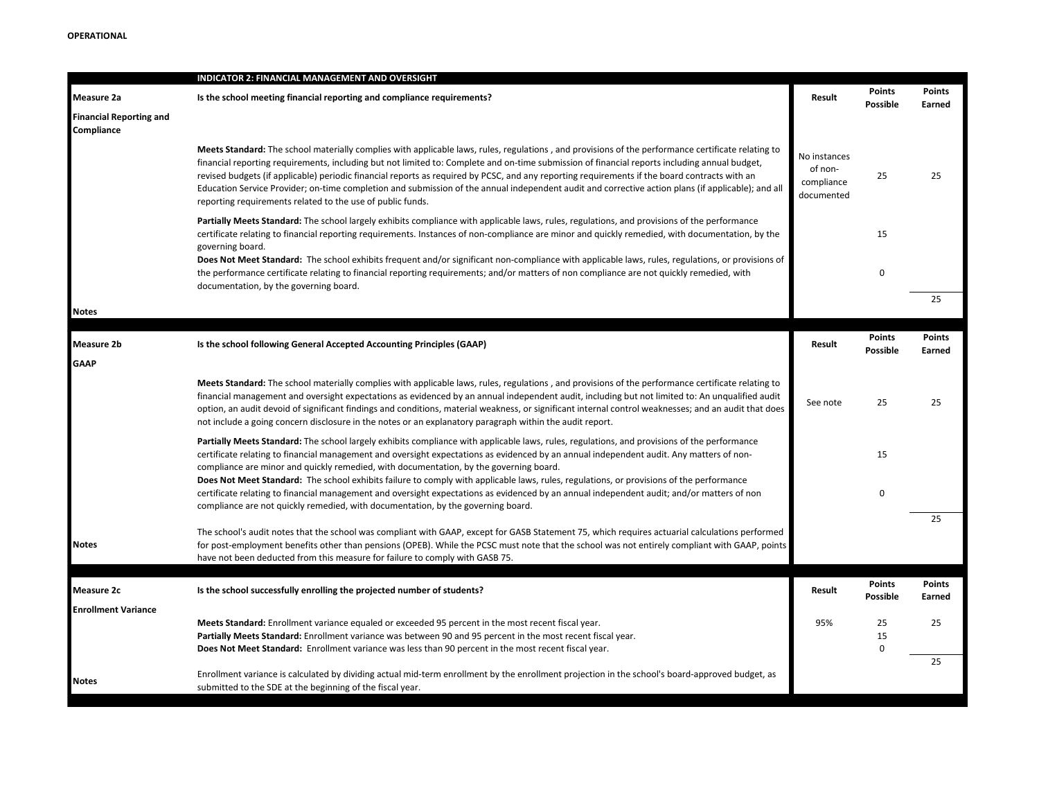**OPERATIONAL**

## INDICATOR 2: FINANCIAL MANAGEMENT AND OVERSIGHT

| Measure 2a | Is the school meeting financial reporting and compliance requirements? | Result | Points Possible | Points Earned |
|---|---|---|---|---|
| **Financial Reporting and Compliance** | | | | |
| | **Meets Standard:** The school materially complies with applicable laws, rules, regulations , and provisions of the performance certificate relating to financial reporting requirements, including but not limited to: Complete and on-time submission of financial reports including annual budget, revised budgets (if applicable) periodic financial reports as required by PCSC, and any reporting requirements if the board contracts with an Education Service Provider; on-time completion and submission of the annual independent audit and corrective action plans (if applicable); and all reporting requirements related to the use of public funds. | No instances of non-compliance documented | 25 | 25 |
| | **Partially Meets Standard:** The school largely exhibits compliance with applicable laws, rules, regulations, and provisions of the performance certificate relating to financial reporting requirements. Instances of non-compliance are minor and quickly remedied, with documentation, by the governing board. | | 15 | |
| | **Does Not Meet Standard:** The school exhibits frequent and/or significant non-compliance with applicable laws, rules, regulations, or provisions of the performance certificate relating to financial reporting requirements; and/or matters of non compliance are not quickly remedied, with documentation, by the governing board. | | 0 | |
| | | | | 25 |
| **Notes** | | | | |

| Measure 2b | Is the school following General Accepted Accounting Principles (GAAP) | Result | Points Possible | Points Earned |
|---|---|---|---|---|
| **GAAP** | | | | |
| | **Meets Standard:** The school materially complies with applicable laws, rules, regulations , and provisions of the performance certificate relating to financial management and oversight expectations as evidenced by an annual independent audit, including but not limited to: An unqualified audit option, an audit devoid of significant findings and conditions, material weakness, or significant internal control weaknesses; and an audit that does not include a going concern disclosure in the notes or an explanatory paragraph within the audit report. | See note | 25 | 25 |
| | **Partially Meets Standard:** The school largely exhibits compliance with applicable laws, rules, regulations, and provisions of the performance certificate relating to financial management and oversight expectations as evidenced by an annual independent audit. Any matters of non-compliance are minor and quickly remedied, with documentation, by the governing board. | | 15 | |
| | **Does Not Meet Standard:** The school exhibits failure to comply with applicable laws, rules, regulations, or provisions of the performance certificate relating to financial management and oversight expectations as evidenced by an annual independent audit; and/or matters of non compliance are not quickly remedied, with documentation, by the governing board. | | 0 | |
| | | | | 25 |
| **Notes** | The school's audit notes that the school was compliant with GAAP, except for GASB Statement 75, which requires actuarial calculations performed for post-employment benefits other than pensions (OPEB). While the PCSC must note that the school was not entirely compliant with GAAP, points have not been deducted from this measure for failure to comply with GASB 75. | | | |

| Measure 2c | Is the school successfully enrolling the projected number of students? | Result | Points Possible | Points Earned |
|---|---|---|---|---|
| **Enrollment Variance** | | | | |
| | **Meets Standard:** Enrollment variance equaled or exceeded 95 percent in the most recent fiscal year. | 95% | 25 | 25 |
| | **Partially Meets Standard:** Enrollment variance was between 90 and 95 percent in the most recent fiscal year. | | 15 | |
| | **Does Not Meet Standard:** Enrollment variance was less than 90 percent in the most recent fiscal year. | | 0 | |
| | | | | 25 |
| **Notes** | Enrollment variance is calculated by dividing actual mid-term enrollment by the enrollment projection in the school's board-approved budget, as submitted to the SDE at the beginning of the fiscal year. | | | |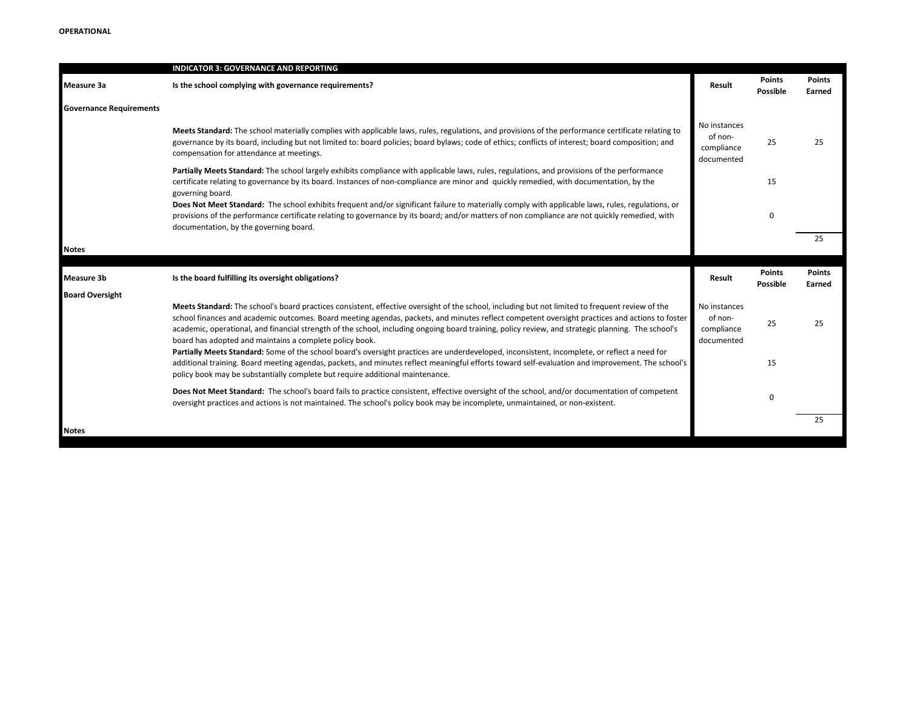**OPERATIONAL**

| | INDICATOR 3: GOVERNANCE AND REPORTING | | | |
|---|---|---|---|---|
| **Measure 3a** | **Is the school complying with governance requirements?** | **Result** | **Points Possible** | **Points Earned** |
| **Governance Requirements** | | | | |
| | **Meets Standard:** The school materially complies with applicable laws, rules, regulations, and provisions of the performance certificate relating to governance by its board, including but not limited to: board policies; board bylaws; code of ethics; conflicts of interest; board composition; and compensation for attendance at meetings. | No instances of non-compliance documented | 25 | 25 |
| | **Partially Meets Standard:** The school largely exhibits compliance with applicable laws, rules, regulations, and provisions of the performance certificate relating to governance by its board. Instances of non-compliance are minor and quickly remedied, with documentation, by the governing board. | | 15 | |
| | **Does Not Meet Standard:** The school exhibits frequent and/or significant failure to materially comply with applicable laws, rules, regulations, or provisions of the performance certificate relating to governance by its board; and/or matters of non compliance are not quickly remedied, with documentation, by the governing board. | | 0 | |
| | | | | 25 |
| **Notes** | | | | |

| | | | | |
|---|---|---|---|---|
| **Measure 3b** | **Is the board fulfilling its oversight obligations?** | **Result** | **Points Possible** | **Points Earned** |
| **Board Oversight** | | | | |
| | **Meets Standard:** The school's board practices consistent, effective oversight of the school, including but not limited to frequent review of the school finances and academic outcomes. Board meeting agendas, packets, and minutes reflect competent oversight practices and actions to foster academic, operational, and financial strength of the school, including ongoing board training, policy review, and strategic planning. The school's board has adopted and maintains a complete policy book. | No instances of non-compliance documented | 25 | 25 |
| | **Partially Meets Standard:** Some of the school board's oversight practices are underdeveloped, inconsistent, incomplete, or reflect a need for additional training. Board meeting agendas, packets, and minutes reflect meaningful efforts toward self-evaluation and improvement. The school's policy book may be substantially complete but require additional maintenance. | | 15 | |
| | **Does Not Meet Standard:** The school's board fails to practice consistent, effective oversight of the school, and/or documentation of competent oversight practices and actions is not maintained. The school's policy book may be incomplete, unmaintained, or non-existent. | | 0 | |
| | | | | 25 |
| **Notes** | | | | |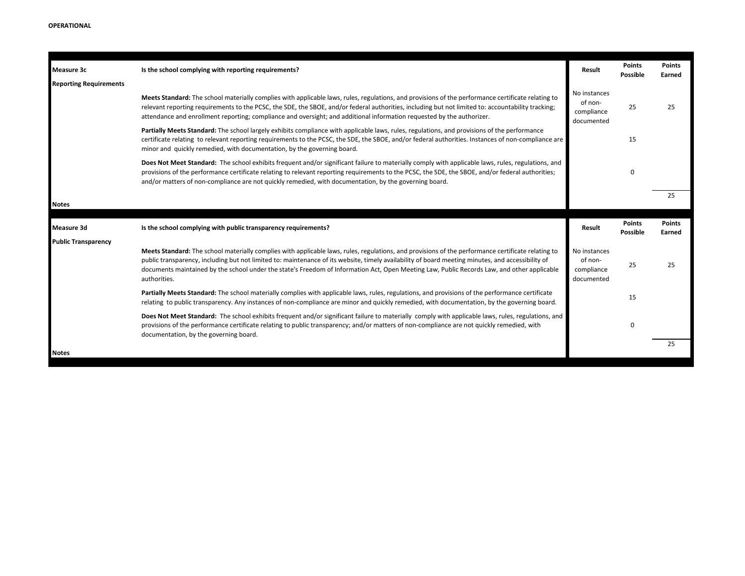**OPERATIONAL**

| Measure 3c | Is the school complying with reporting requirements? | Result | Points Possible | Points Earned |
|---|---|---|---|---|
| **Reporting Requirements** | | | | |
| | **Meets Standard:** The school materially complies with applicable laws, rules, regulations, and provisions of the performance certificate relating to relevant reporting requirements to the PCSC, the SDE, the SBOE, and/or federal authorities, including but not limited to: accountability tracking; attendance and enrollment reporting; compliance and oversight; and additional information requested by the authorizer. | No instances of non-compliance documented | 25 | 25 |
| | **Partially Meets Standard:** The school largely exhibits compliance with applicable laws, rules, regulations, and provisions of the performance certificate relating to relevant reporting requirements to the PCSC, the SDE, the SBOE, and/or federal authorities. Instances of non-compliance are minor and quickly remedied, with documentation, by the governing board. | | 15 | |
| | **Does Not Meet Standard:** The school exhibits frequent and/or significant failure to materially comply with applicable laws, rules, regulations, and provisions of the performance certificate relating to relevant reporting requirements to the PCSC, the SDE, the SBOE, and/or federal authorities; and/or matters of non-compliance are not quickly remedied, with documentation, by the governing board. | | 0 | |
| | | | | 25 |
| **Notes** | | | | |

| Measure 3d | Is the school complying with public transparency requirements? | Result | Points Possible | Points Earned |
|---|---|---|---|---|
| **Public Transparency** | | | | |
| | **Meets Standard:** The school materially complies with applicable laws, rules, regulations, and provisions of the performance certificate relating to public transparency, including but not limited to: maintenance of its website, timely availability of board meeting minutes, and accessibility of documents maintained by the school under the state's Freedom of Information Act, Open Meeting Law, Public Records Law, and other applicable authorities. | No instances of non-compliance documented | 25 | 25 |
| | **Partially Meets Standard:** The school materially complies with applicable laws, rules, regulations, and provisions of the performance certificate relating to public transparency. Any instances of non-compliance are minor and quickly remedied, with documentation, by the governing board. | | 15 | |
| | **Does Not Meet Standard:** The school exhibits frequent and/or significant failure to materially comply with applicable laws, rules, regulations, and provisions of the performance certificate relating to public transparency; and/or matters of non-compliance are not quickly remedied, with documentation, by the governing board. | | 0 | |
| | | | | 25 |
| **Notes** | | | | |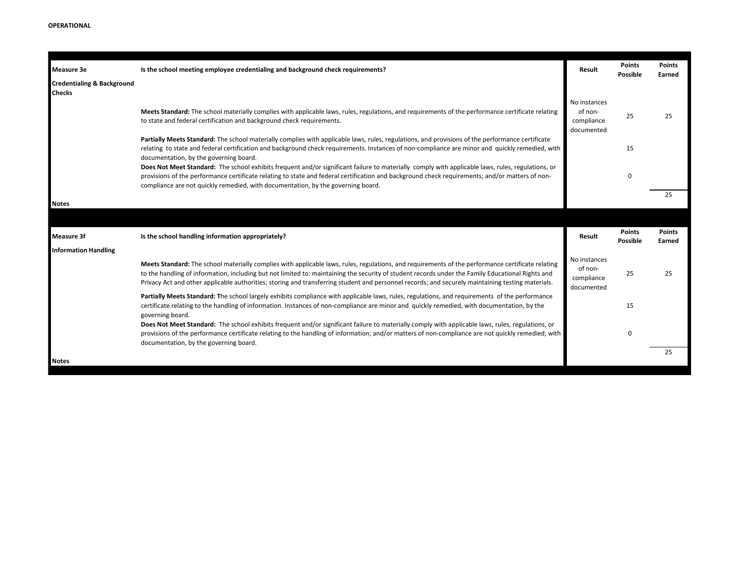**OPERATIONAL**

| Measure 3e | Is the school meeting employee credentialing and background check requirements? | Result | Points Possible | Points Earned |
|---|---|---|---|---|
| **Credentialing & Background Checks** | | | | |
| | **Meets Standard:** The school materially complies with applicable laws, rules, regulations, and requirements of the performance certificate relating to state and federal certification and background check requirements. | No instances of non-compliance documented | 25 | 25 |
| | **Partially Meets Standard:** The school materially complies with applicable laws, rules, regulations, and provisions of the performance certificate relating to state and federal certification and background check requirements. Instances of non-compliance are minor and quickly remedied, with documentation, by the governing board. | | 15 | |
| | **Does Not Meet Standard:** The school exhibits frequent and/or significant failure to materially comply with applicable laws, rules, regulations, or provisions of the performance certificate relating to state and federal certification and background check requirements; and/or matters of non-compliance are not quickly remedied, with documentation, by the governing board. | | 0 | |
| | | | | 25 |
| **Notes** | | | | |

| Measure 3f | Is the school handling information appropriately? | Result | Points Possible | Points Earned |
|---|---|---|---|---|
| **Information Handling** | | | | |
| | **Meets Standard:** The school materially complies with applicable laws, rules, regulations, and requirements of the performance certificate relating to the handling of information, including but not limited to: maintaining the security of student records under the Family Educational Rights and Privacy Act and other applicable authorities; storing and transferring student and personnel records; and securely maintaining testing materials. | No instances of non-compliance documented | 25 | 25 |
| | **Partially Meets Standard:** The school largely exhibits compliance with applicable laws, rules, regulations, and requirements of the performance certificate relating to the handling of information. Instances of non-compliance are minor and quickly remedied, with documentation, by the governing board. | | 15 | |
| | **Does Not Meet Standard:** The school exhibits frequent and/or significant failure to materially comply with applicable laws, rules, regulations, or provisions of the performance certificate relating to the handling of information; and/or matters of non-compliance are not quickly remedied, with documentation, by the governing board. | | 0 | |
| | | | | 25 |
| **Notes** | | | | |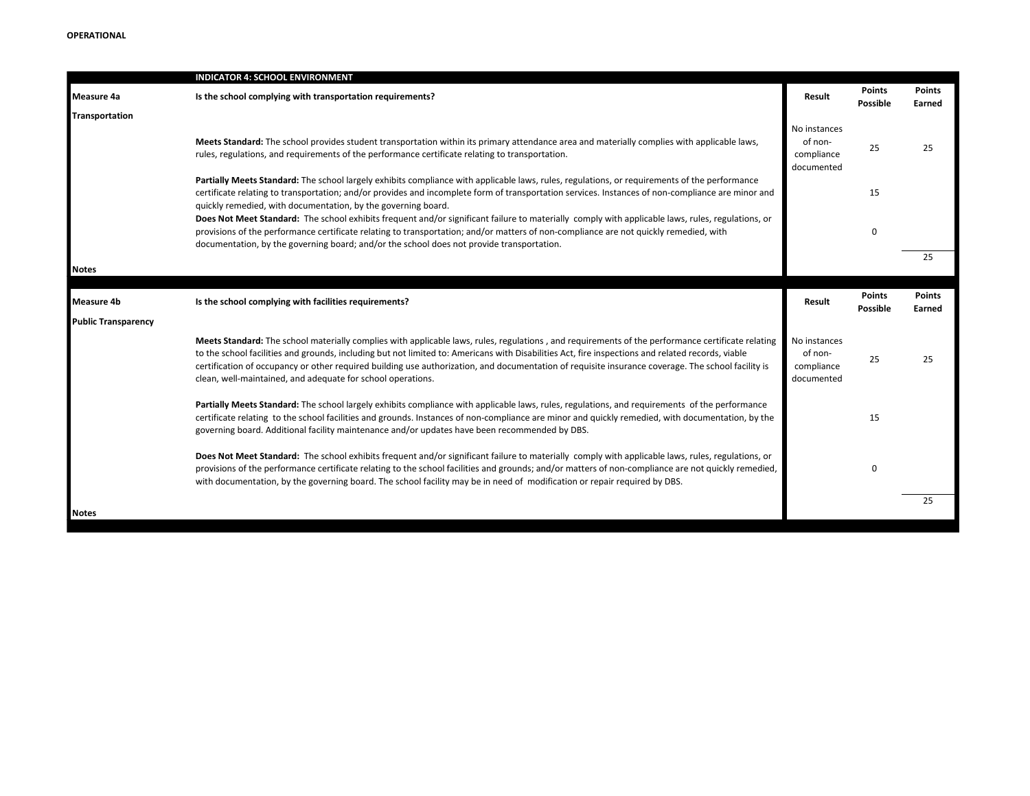**OPERATIONAL**

| | INDICATOR 4: SCHOOL ENVIRONMENT | | | |
|---|---|---|---|---|
| **Measure 4a** | **Is the school complying with transportation requirements?** | **Result** | **Points Possible** | **Points Earned** |
| **Transportation** | | | | |
| | **Meets Standard:** The school provides student transportation within its primary attendance area and materially complies with applicable laws, rules, regulations, and requirements of the performance certificate relating to transportation. | No instances of non-compliance documented | 25 | 25 |
| | **Partially Meets Standard:** The school largely exhibits compliance with applicable laws, rules, regulations, or requirements of the performance certificate relating to transportation; and/or provides and incomplete form of transportation services. Instances of non-compliance are minor and quickly remedied, with documentation, by the governing board. | | 15 | |
| | **Does Not Meet Standard:** The school exhibits frequent and/or significant failure to materially comply with applicable laws, rules, regulations, or provisions of the performance certificate relating to transportation; and/or matters of non-compliance are not quickly remedied, with documentation, by the governing board; and/or the school does not provide transportation. | | 0 | |
| | | | | 25 |
| **Notes** | | | | |

| | | | | |
|---|---|---|---|---|
| **Measure 4b** | **Is the school complying with facilities requirements?** | **Result** | **Points Possible** | **Points Earned** |
| **Public Transparency** | | | | |
| | **Meets Standard:** The school materially complies with applicable laws, rules, regulations , and requirements of the performance certificate relating to the school facilities and grounds, including but not limited to: Americans with Disabilities Act, fire inspections and related records, viable certification of occupancy or other required building use authorization, and documentation of requisite insurance coverage. The school facility is clean, well-maintained, and adequate for school operations. | No instances of non-compliance documented | 25 | 25 |
| | **Partially Meets Standard:** The school largely exhibits compliance with applicable laws, rules, regulations, and requirements of the performance certificate relating to the school facilities and grounds. Instances of non-compliance are minor and quickly remedied, with documentation, by the governing board. Additional facility maintenance and/or updates have been recommended by DBS. | | 15 | |
| | **Does Not Meet Standard:** The school exhibits frequent and/or significant failure to materially comply with applicable laws, rules, regulations, or provisions of the performance certificate relating to the school facilities and grounds; and/or matters of non-compliance are not quickly remedied, with documentation, by the governing board. The school facility may be in need of modification or repair required by DBS. | | 0 | |
| | | | | 25 |
| **Notes** | | | | |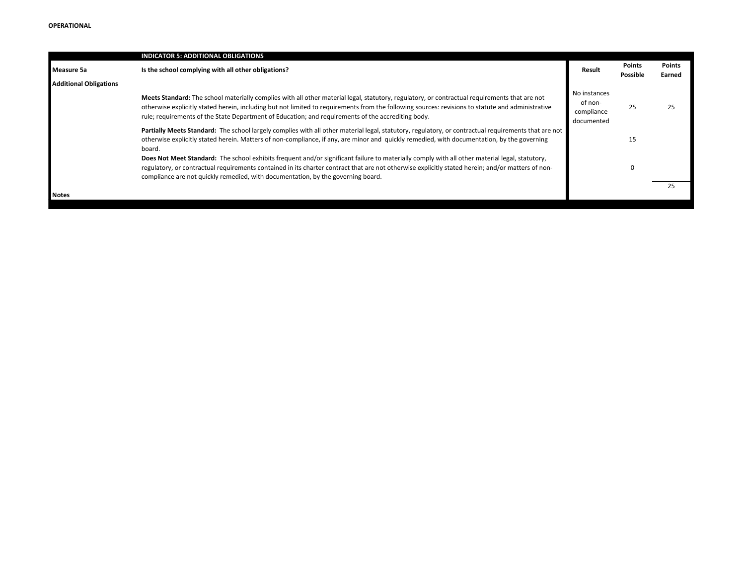**OPERATIONAL**

| | INDICATOR 5: ADDITIONAL OBLIGATIONS | | | |
|---|---|---|---|---|
| **Measure 5a** | **Is the school complying with all other obligations?** | **Result** | **Points Possible** | **Points Earned** |
| **Additional Obligations** | | | | |
| | **Meets Standard:** The school materially complies with all other material legal, statutory, regulatory, or contractual requirements that are not otherwise explicitly stated herein, including but not limited to requirements from the following sources: revisions to statute and administrative rule; requirements of the State Department of Education; and requirements of the accrediting body. | No instances of non-compliance documented | 25 | 25 |
| | **Partially Meets Standard:** The school largely complies with all other material legal, statutory, regulatory, or contractual requirements that are not otherwise explicitly stated herein. Matters of non-compliance, if any, are minor and quickly remedied, with documentation, by the governing board. | | 15 | |
| | **Does Not Meet Standard:** The school exhibits frequent and/or significant failure to materially comply with all other material legal, statutory, regulatory, or contractual requirements contained in its charter contract that are not otherwise explicitly stated herein; and/or matters of non-compliance are not quickly remedied, with documentation, by the governing board. | | 0 | |
| | | | | 25 |
| **Notes** | | | | |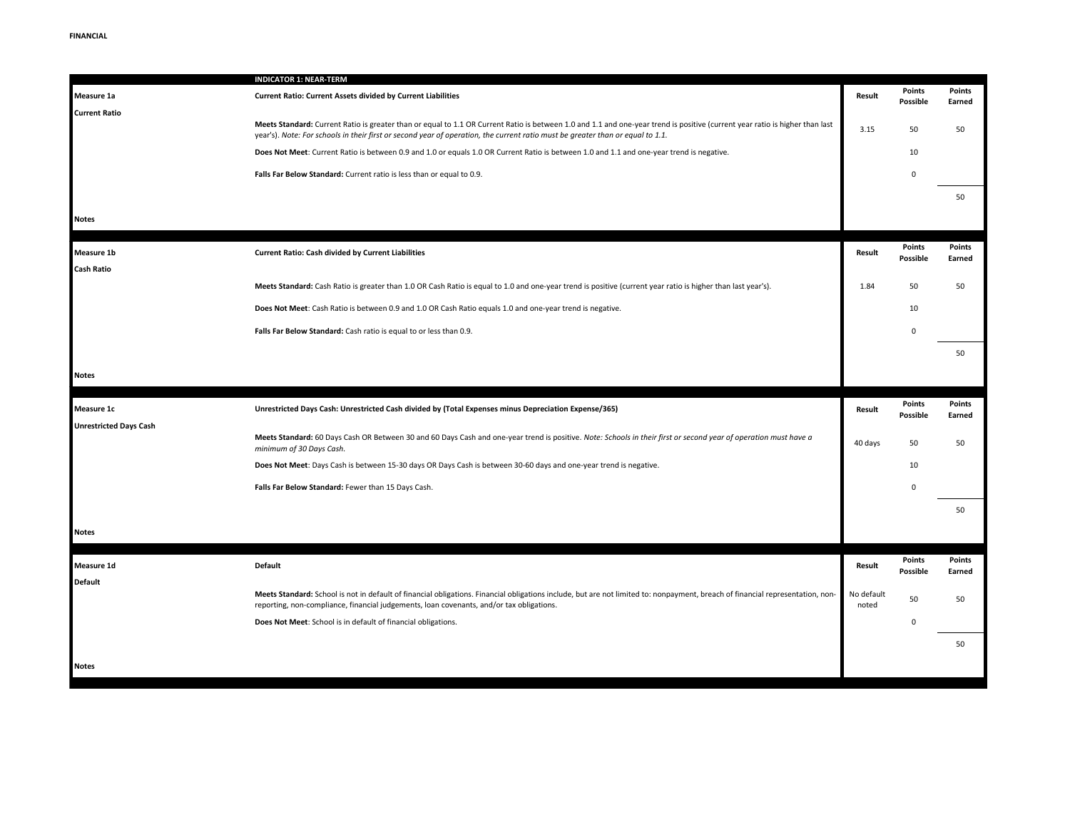**FINANCIAL**

| | INDICATOR 1: NEAR-TERM | | | |
|---|---|---|---|---|
| **Measure 1a** | **Current Ratio: Current Assets divided by Current Liabilities** | **Result** | **Points Possible** | **Points Earned** |
| **Current Ratio** | **Meets Standard:** Current Ratio is greater than or equal to 1.1 OR Current Ratio is between 1.0 and 1.1 and one-year trend is positive (current year ratio is higher than last year's). *Note: For schools in their first or second year of operation, the current ratio must be greater than or equal to 1.1.* | 3.15 | 50 | 50 |
| | **Does Not Meet**: Current Ratio is between 0.9 and 1.0 or equals 1.0 OR Current Ratio is between 1.0 and 1.1 and one-year trend is negative. | | 10 | |
| | **Falls Far Below Standard:** Current ratio is less than or equal to 0.9. | | 0 | |
| | | | | 50 |
| **Notes** | | | | |

| | | | | |
|---|---|---|---|---|
| **Measure 1b** | **Current Ratio: Cash divided by Current Liabilities** | **Result** | **Points Possible** | **Points Earned** |
| **Cash Ratio** | **Meets Standard:** Cash Ratio is greater than 1.0 OR Cash Ratio is equal to 1.0 and one-year trend is positive (current year ratio is higher than last year's). | 1.84 | 50 | 50 |
| | **Does Not Meet**: Cash Ratio is between 0.9 and 1.0 OR Cash Ratio equals 1.0 and one-year trend is negative. | | 10 | |
| | **Falls Far Below Standard:** Cash ratio is equal to or less than 0.9. | | 0 | |
| | | | | 50 |
| **Notes** | | | | |

| | | | | |
|---|---|---|---|---|
| **Measure 1c** | **Unrestricted Days Cash: Unrestricted Cash divided by (Total Expenses minus Depreciation Expense/365)** | **Result** | **Points Possible** | **Points Earned** |
| **Unrestricted Days Cash** | **Meets Standard:** 60 Days Cash OR Between 30 and 60 Days Cash and one-year trend is positive. *Note: Schools in their first or second year of operation must have a minimum of 30 Days Cash.* | 40 days | 50 | 50 |
| | **Does Not Meet**: Days Cash is between 15-30 days OR Days Cash is between 30-60 days and one-year trend is negative. | | 10 | |
| | **Falls Far Below Standard:** Fewer than 15 Days Cash. | | 0 | |
| | | | | 50 |
| **Notes** | | | | |

| | | | | |
|---|---|---|---|---|
| **Measure 1d** | **Default** | **Result** | **Points Possible** | **Points Earned** |
| **Default** | **Meets Standard:** School is not in default of financial obligations. Financial obligations include, but are not limited to: nonpayment, breach of financial representation, non-reporting, non-compliance, financial judgements, loan covenants, and/or tax obligations. | No default noted | 50 | 50 |
| | **Does Not Meet**: School is in default of financial obligations. | | 0 | |
| | | | | 50 |
| **Notes** | | | | |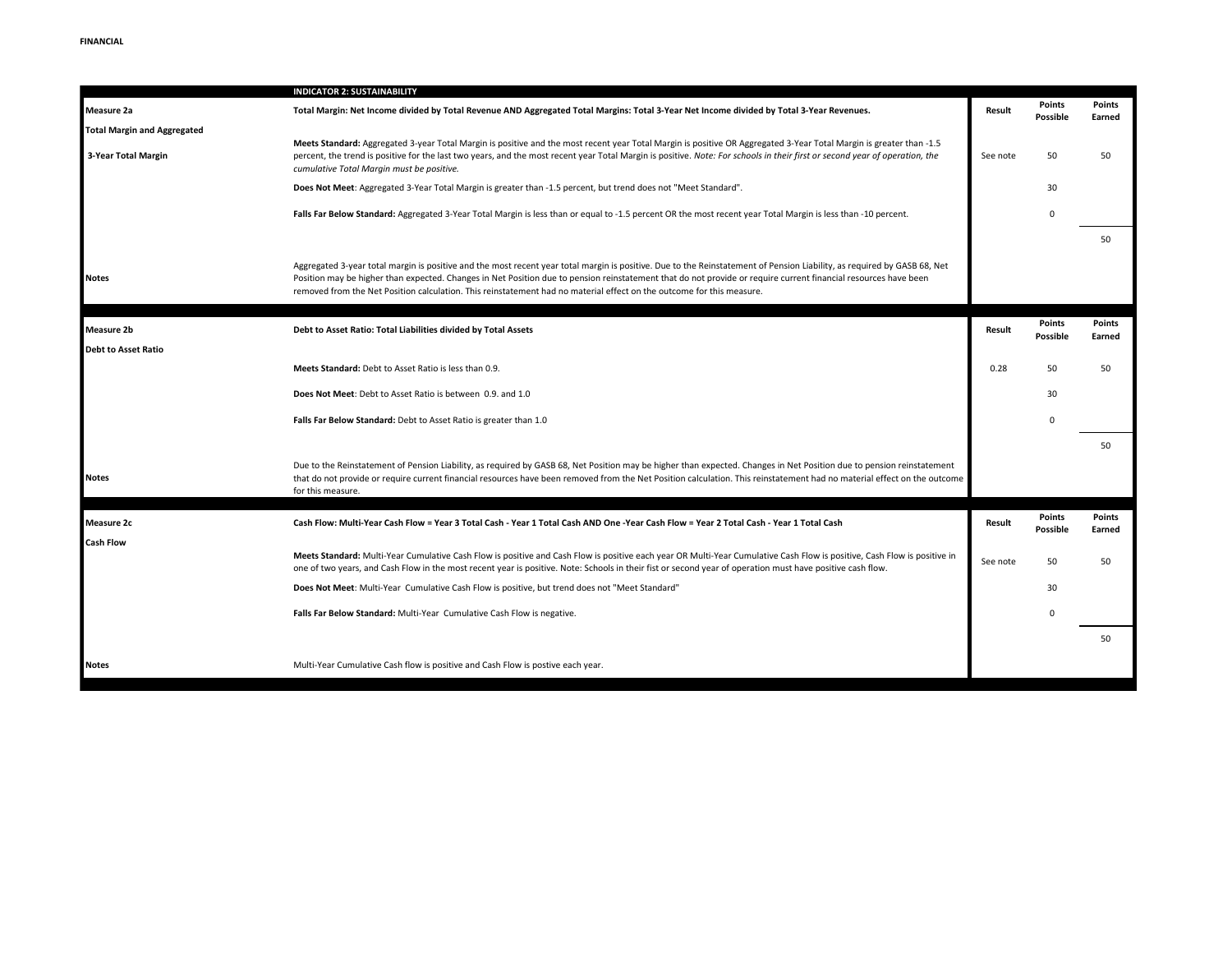**FINANCIAL**

| | INDICATOR 2: SUSTAINABILITY | | | |
|---|---|---|---|---|
| **Measure 2a** | **Total Margin: Net Income divided by Total Revenue AND Aggregated Total Margins: Total 3-Year Net Income divided by Total 3-Year Revenues.** | **Result** | **Points Possible** | **Points Earned** |
| **Total Margin and Aggregated 3-Year Total Margin** | **Meets Standard:** Aggregated 3-year Total Margin is positive and the most recent year Total Margin is positive OR Aggregated 3-Year Total Margin is greater than -1.5 percent, the trend is positive for the last two years, and the most recent year Total Margin is positive. *Note: For schools in their first or second year of operation, the cumulative Total Margin must be positive.* | See note | 50 | 50 |
| | **Does Not Meet**: Aggregated 3-Year Total Margin is greater than -1.5 percent, but trend does not "Meet Standard". | | 30 | |
| | **Falls Far Below Standard:** Aggregated 3-Year Total Margin is less than or equal to -1.5 percent OR the most recent year Total Margin is less than -10 percent. | | 0 | |
| | | | | 50 |
| **Notes** | Aggregated 3-year total margin is positive and the most recent year total margin is positive. Due to the Reinstatement of Pension Liability, as required by GASB 68, Net Position may be higher than expected. Changes in Net Position due to pension reinstatement that do not provide or require current financial resources have been removed from the Net Position calculation. This reinstatement had no material effect on the outcome for this measure. | | | |

| | | | | |
|---|---|---|---|---|
| **Measure 2b** | **Debt to Asset Ratio: Total Liabilities divided by Total Assets** | **Result** | **Points Possible** | **Points Earned** |
| **Debt to Asset Ratio** | | | | |
| | **Meets Standard:** Debt to Asset Ratio is less than 0.9. | 0.28 | 50 | 50 |
| | **Does Not Meet**: Debt to Asset Ratio is between 0.9. and 1.0 | | 30 | |
| | **Falls Far Below Standard:** Debt to Asset Ratio is greater than 1.0 | | 0 | |
| | | | | 50 |
| **Notes** | Due to the Reinstatement of Pension Liability, as required by GASB 68, Net Position may be higher than expected. Changes in Net Position due to pension reinstatement that do not provide or require current financial resources have been removed from the Net Position calculation. This reinstatement had no material effect on the outcome for this measure. | | | |

| | | | | |
|---|---|---|---|---|
| **Measure 2c** | **Cash Flow: Multi-Year Cash Flow = Year 3 Total Cash - Year 1 Total Cash AND One -Year Cash Flow = Year 2 Total Cash - Year 1 Total Cash** | **Result** | **Points Possible** | **Points Earned** |
| **Cash Flow** | **Meets Standard:** Multi-Year Cumulative Cash Flow is positive and Cash Flow is positive each year OR Multi-Year Cumulative Cash Flow is positive, Cash Flow is positive in one of two years, and Cash Flow in the most recent year is positive. Note: Schools in their fist or second year of operation must have positive cash flow. | See note | 50 | 50 |
| | **Does Not Meet**: Multi-Year Cumulative Cash Flow is positive, but trend does not "Meet Standard" | | 30 | |
| | **Falls Far Below Standard:** Multi-Year Cumulative Cash Flow is negative. | | 0 | |
| | | | | 50 |
| **Notes** | Multi-Year Cumulative Cash flow is positive and Cash Flow is postive each year. | | | |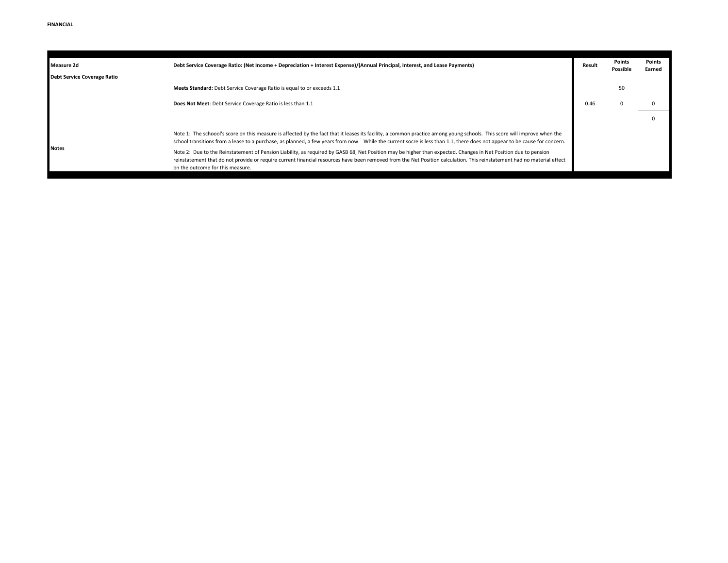**FINANCIAL**

| Measure 2d | Debt Service Coverage Ratio: (Net Income + Depreciation + Interest Expense)/(Annual Principal, Interest, and Lease Payments) | Result | Points Possible | Points Earned |
|---|---|---|---|---|
| Debt Service Coverage Ratio | | | | |
| | **Meets Standard:** Debt Service Coverage Ratio is equal to or exceeds 1.1 | | 50 | |
| | **Does Not Meet**: Debt Service Coverage Ratio is less than 1.1 | 0.46 | 0 | 0 |
| | | | | 0 |
| Notes | Note 1: The schoool's score on this measure is affected by the fact that it leases its facility, a common practice among young schools. This score will improve when the school transitions from a lease to a purchase, as planned, a few years from now. While the current socre is less than 1.1, there does not appear to be cause for concern. | | | |
| | Note 2: Due to the Reinstatement of Pension Liability, as required by GASB 68, Net Position may be higher than expected. Changes in Net Position due to pension reinstatement that do not provide or require current financial resources have been removed from the Net Position calculation. This reinstatement had no material effect on the outcome for this measure. | | | |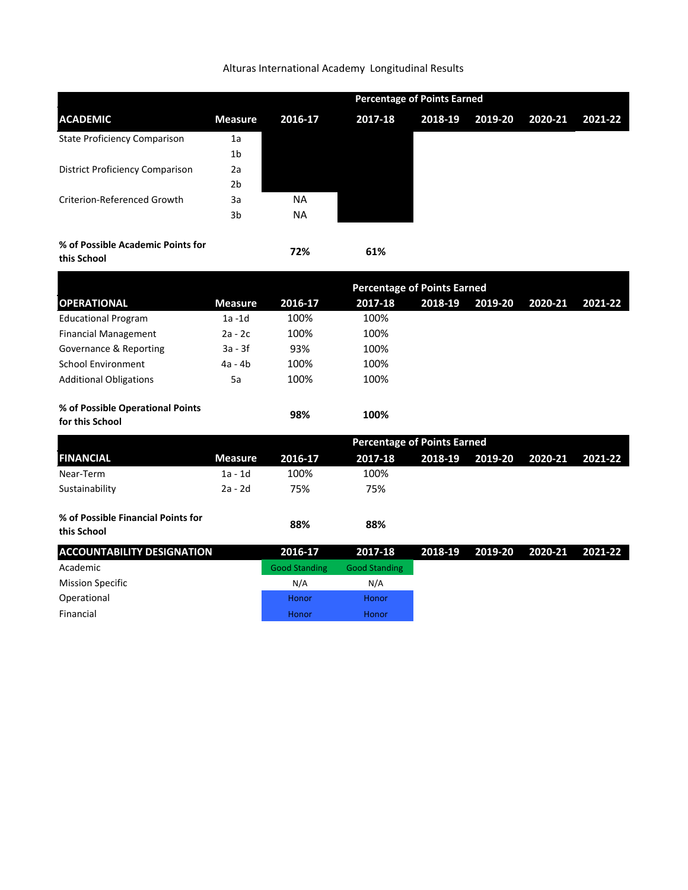Alturas International Academy Longitudinal Results

| ACADEMIC | Measure | 2016-17 | 2017-18 | 2018-19 | 2019-20 | 2020-21 | 2021-22 |
|---|---|---|---|---|---|---|---|
| | | Percentage of Points Earned | | | | | |
| State Proficiency Comparison | 1a | | | | | | |
| | 1b | | | | | | |
| District Proficiency Comparison | 2a | | | | | | |
| | 2b | | | | | | |
| Criterion-Referenced Growth | 3a | NA | | | | | |
| | 3b | NA | | | | | |
| **% of Possible Academic Points for this School** | | **72%** | **61%** | | | | |

| OPERATIONAL | Measure | 2016-17 | 2017-18 | 2018-19 | 2019-20 | 2020-21 | 2021-22 |
|---|---|---|---|---|---|---|---|
| | | Percentage of Points Earned | | | | | |
| Educational Program | 1a -1d | 100% | 100% | | | | |
| Financial Management | 2a - 2c | 100% | 100% | | | | |
| Governance & Reporting | 3a - 3f | 93% | 100% | | | | |
| School Environment | 4a - 4b | 100% | 100% | | | | |
| Additional Obligations | 5a | 100% | 100% | | | | |
| **% of Possible Operational Points for this School** | | **98%** | **100%** | | | | |

| FINANCIAL | Measure | 2016-17 | 2017-18 | 2018-19 | 2019-20 | 2020-21 | 2021-22 |
|---|---|---|---|---|---|---|---|
| | | Percentage of Points Earned | | | | | |
| Near-Term | 1a - 1d | 100% | 100% | | | | |
| Sustainability | 2a - 2d | 75% | 75% | | | | |
| **% of Possible Financial Points for this School** | | **88%** | **88%** | | | | |

| ACCOUNTABILITY DESIGNATION | 2016-17 | 2017-18 | 2018-19 | 2019-20 | 2020-21 | 2021-22 |
|---|---|---|---|---|---|---|
| Academic | Good Standing | Good Standing | | | | |
| Mission Specific | N/A | N/A | | | | |
| Operational | Honor | Honor | | | | |
| Financial | Honor | Honor | | | | |